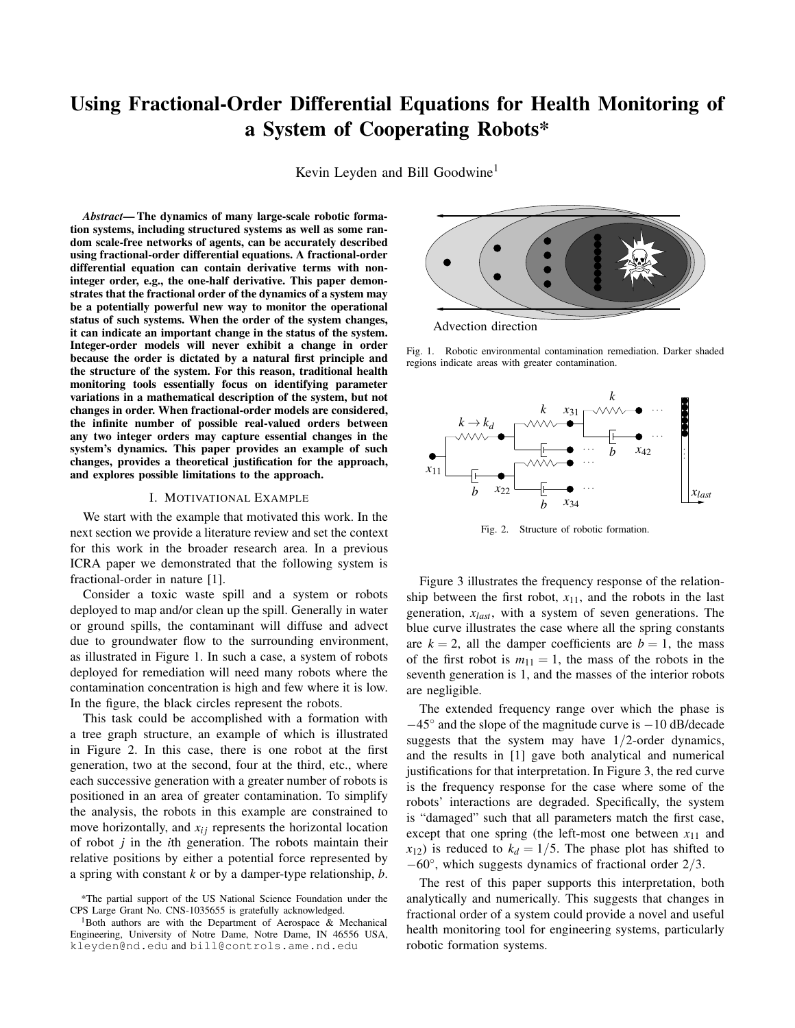# Using Fractional-Order Differential Equations for Health Monitoring of a System of Cooperating Robots*

Kevin Leyden and Bill Goodwine[1]

***Abstract*— The dynamics of many large-scale robotic formation systems, including structured systems as well as some random scale-free networks of agents, can be accurately described using fractional-order differential equations. A fractional-order differential equation can contain derivative terms with non-integer order, e.g., the one-half derivative. This paper demonstrates that the fractional order of the dynamics of a system may be a potentially powerful new way to monitor the operational status of such systems. When the order of the system changes, it can indicate an important change in the status of the system. Integer-order models will never exhibit a change in order because the order is dictated by a natural first principle and the structure of the system. For this reason, traditional health monitoring tools essentially focus on identifying parameter variations in a mathematical description of the system, but not changes in order. When fractional-order models are considered, the infinite number of possible real-valued orders between any two integer orders may capture essential changes in the system's dynamics. This paper provides an example of such changes, provides a theoretical justification for the approach, and explores possible limitations to the approach.**

## I. Motivational Example

We start with the example that motivated this work. In the next section we provide a literature review and set the context for this work in the broader research area. In a previous ICRA paper we demonstrated that the following system is fractional-order in nature [1].

Consider a toxic waste spill and a system or robots deployed to map and/or clean up the spill. Generally in water or ground spills, the contaminant will diffuse and advect due to groundwater flow to the surrounding environment, as illustrated in Figure 1. In such a case, a system of robots deployed for remediation will need many robots where the contamination concentration is high and few where it is low. In the figure, the black circles represent the robots.

This task could be accomplished with a formation with a tree graph structure, an example of which is illustrated in Figure 2. In this case, there is one robot at the first generation, two at the second, four at the third, etc., where each successive generation with a greater number of robots is positioned in an area of greater contamination. To simplify the analysis, the robots in this example are constrained to move horizontally, and $x_{ij}$ represents the horizontal location of robot $j$ in the $i$th generation. The robots maintain their relative positions by either a potential force represented by a spring with constant $k$ or by a damper-type relationship, $b$.

Fig. 1. Robotic environmental contamination remediation. Darker shaded regions indicate areas with greater contamination.

Fig. 2. Structure of robotic formation.

Figure 3 illustrates the frequency response of the relationship between the first robot, $x_{11}$, and the robots in the last generation, $x_{last}$, with a system of seven generations. The blue curve illustrates the case where all the spring constants are $k = 2$, all the damper coefficients are $b = 1$, the mass of the first robot is $m_{11} = 1$, the mass of the robots in the seventh generation is 1, and the masses of the interior robots are negligible.

The extended frequency range over which the phase is $-45^{\circ}$ and the slope of the magnitude curve is $-10$ dB/decade suggests that the system may have $1/2$-order dynamics, and the results in [1] gave both analytical and numerical justifications for that interpretation. In Figure 3, the red curve is the frequency response for the case where some of the robots' interactions are degraded. Specifically, the system is "damaged" such that all parameters match the first case, except that one spring (the left-most one between $x_{11}$ and $x_{12}$) is reduced to $k_d = 1/5$. The phase plot has shifted to $-60^{\circ}$, which suggests dynamics of fractional order $2/3$.

The rest of this paper supports this interpretation, both analytically and numerically. This suggests that changes in fractional order of a system could provide a novel and useful health monitoring tool for engineering systems, particularly robotic formation systems.

*The partial support of the US National Science Foundation under the CPS Large Grant No. CNS-1035655 is gratefully acknowledged.

[1]Both authors are with the Department of Aerospace & Mechanical Engineering, University of Notre Dame, Notre Dame, IN 46556 USA, kleyden@nd.edu and bill@controls.ame.nd.edu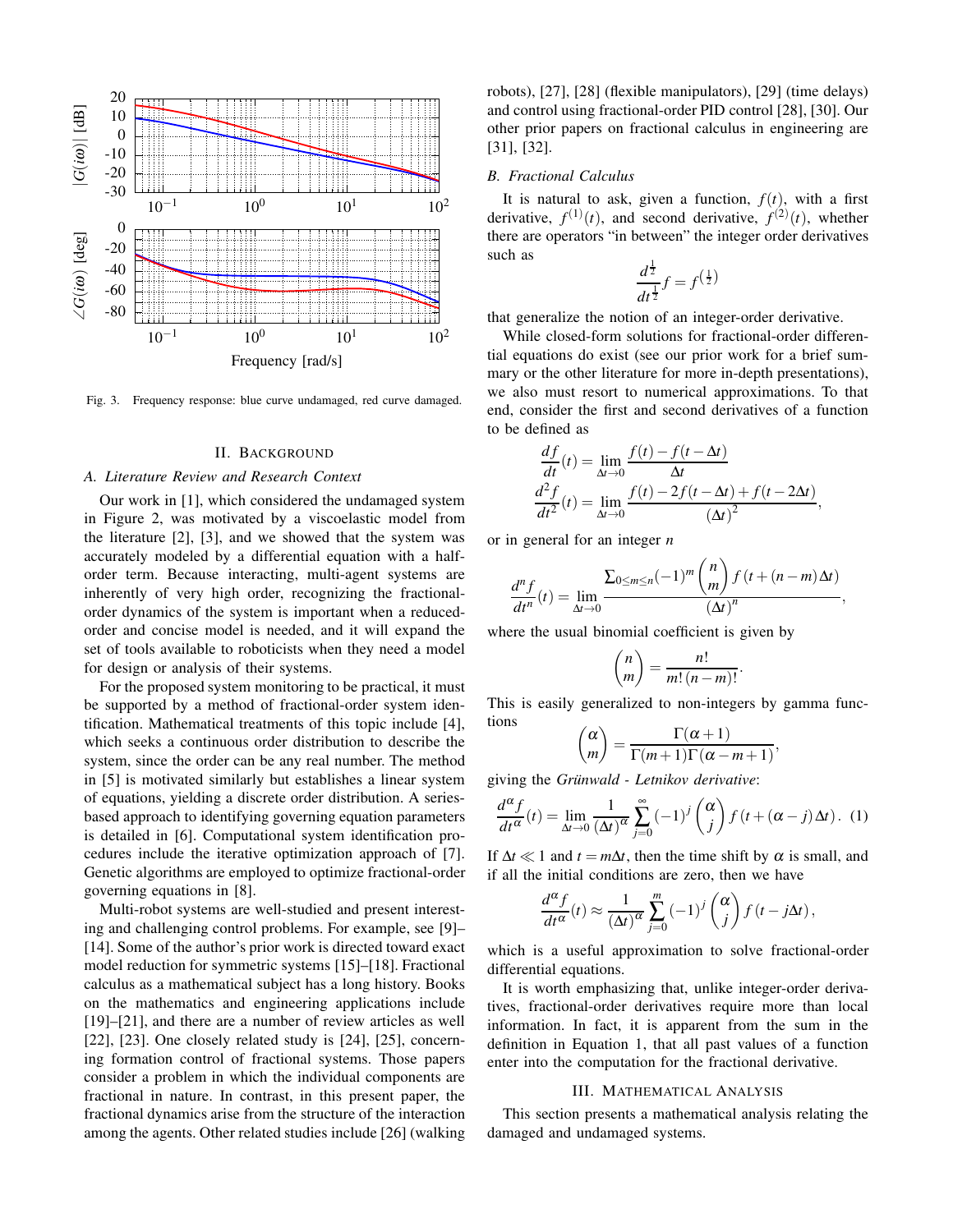Fig. 3. Frequency response: blue curve undamaged, red curve damaged.

## II. Background

### A. Literature Review and Research Context

Our work in [1], which considered the undamaged system in Figure 2, was motivated by a viscoelastic model from the literature [2], [3], and we showed that the system was accurately modeled by a differential equation with a half-order term. Because interacting, multi-agent systems are inherently of very high order, recognizing the fractional-order dynamics of the system is important when a reduced-order and concise model is needed, and it will expand the set of tools available to roboticists when they need a model for design or analysis of their systems.

For the proposed system monitoring to be practical, it must be supported by a method of fractional-order system identification. Mathematical treatments of this topic include [4], which seeks a continuous order distribution to describe the system, since the order can be any real number. The method in [5] is motivated similarly but establishes a linear system of equations, yielding a discrete order distribution. A series-based approach to identifying governing equation parameters is detailed in [6]. Computational system identification procedures include the iterative optimization approach of [7]. Genetic algorithms are employed to optimize fractional-order governing equations in [8].

Multi-robot systems are well-studied and present interesting and challenging control problems. For example, see [9]–[14]. Some of the author's prior work is directed toward exact model reduction for symmetric systems [15]–[18]. Fractional calculus as a mathematical subject has a long history. Books on the mathematics and engineering applications include [19]–[21], and there are a number of review articles as well [22], [23]. One closely related study is [24], [25], concerning formation control of fractional systems. Those papers consider a problem in which the individual components are fractional in nature. In contrast, in this present paper, the fractional dynamics arise from the structure of the interaction among the agents. Other related studies include [26] (walking robots), [27], [28] (flexible manipulators), [29] (time delays) and control using fractional-order PID control [28], [30]. Our other prior papers on fractional calculus in engineering are [31], [32].

### B. Fractional Calculus

It is natural to ask, given a function, $f(t)$, with a first derivative, $f^{(1)}(t)$, and second derivative, $f^{(2)}(t)$, whether there are operators "in between" the integer order derivatives such as

$$\frac{d^{\frac{1}{2}}}{dt^{\frac{1}{2}}} f = f^{\left(\frac{1}{2}\right)}$$

that generalize the notion of an integer-order derivative.

While closed-form solutions for fractional-order differential equations do exist (see our prior work for a brief summary or the other literature for more in-depth presentations), we also must resort to numerical approximations. To that end, consider the first and second derivatives of a function to be defined as

$$\frac{df}{dt}(t) = \lim_{\Delta t \to 0} \frac{f(t) - f(t - \Delta t)}{\Delta t}$$

$$\frac{d^2 f}{dt^2}(t) = \lim_{\Delta t \to 0} \frac{f(t) - 2f(t - \Delta t) + f(t - 2\Delta t)}{(\Delta t)^2},$$

or in general for an integer $n$

$$\frac{d^n f}{dt^n}(t) = \lim_{\Delta t \to 0} \frac{\sum_{0 \le m \le n} (-1)^m \binom{n}{m} f\left(t + (n-m)\Delta t\right)}{(\Delta t)^n},$$

where the usual binomial coefficient is given by

$$\binom{n}{m} = \frac{n!}{m!\,(n-m)!}.$$

This is easily generalized to non-integers by gamma functions

$$\binom{\alpha}{m} = \frac{\Gamma(\alpha+1)}{\Gamma(m+1)\Gamma(\alpha-m+1)},$$

giving the *Grünwald - Letnikov derivative*:

$$\frac{d^\alpha f}{dt^\alpha}(t) = \lim_{\Delta t \to 0} \frac{1}{(\Delta t)^\alpha} \sum_{j=0}^{\infty} (-1)^j \binom{\alpha}{j} f\left(t + (\alpha - j)\Delta t\right). \quad (1)$$

If $\Delta t \ll 1$ and $t = m\Delta t$, then the time shift by $\alpha$ is small, and if all the initial conditions are zero, then we have

$$\frac{d^\alpha f}{dt^\alpha}(t) \approx \frac{1}{(\Delta t)^\alpha} \sum_{j=0}^{m} (-1)^j \binom{\alpha}{j} f\left(t - j\Delta t\right),$$

which is a useful approximation to solve fractional-order differential equations.

It is worth emphasizing that, unlike integer-order derivatives, fractional-order derivatives require more than local information. In fact, it is apparent from the sum in the definition in Equation 1, that all past values of a function enter into the computation for the fractional derivative.

## III. Mathematical Analysis

This section presents a mathematical analysis relating the damaged and undamaged systems.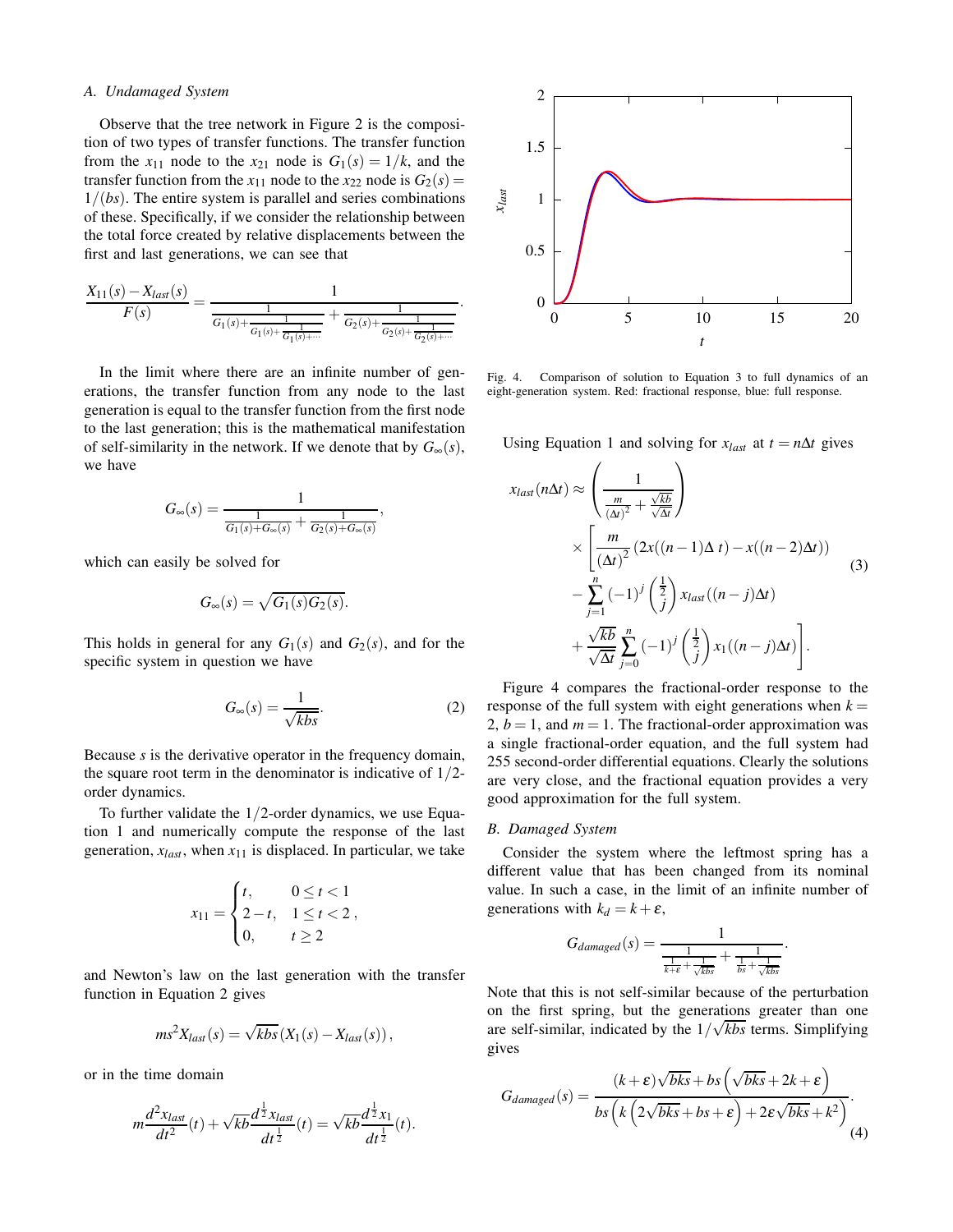### A. Undamaged System

Observe that the tree network in Figure 2 is the composition of two types of transfer functions. The transfer function from the $x_{11}$ node to the $x_{21}$ node is $G_1(s) = 1/k$, and the transfer function from the $x_{11}$ node to the $x_{22}$ node is $G_2(s) = 1/(bs)$. The entire system is parallel and series combinations of these. Specifically, if we consider the relationship between the total force created by relative displacements between the first and last generations, we can see that

$$\frac{X_{11}(s) - X_{last}(s)}{F(s)} = \frac{1}{\frac{1}{G_1(s)+\frac{1}{G_1(s)+\frac{1}{G_1(s)+\cdots}}} + \frac{1}{G_2(s)+\frac{1}{G_2(s)+\frac{1}{G_2(s)+\cdots}}}}.$$

In the limit where there are an infinite number of generations, the transfer function from any node to the last generation is equal to the transfer function from the first node to the last generation; this is the mathematical manifestation of self-similarity in the network. If we denote that by $G_\infty(s)$, we have

$$G_\infty(s) = \frac{1}{\frac{1}{G_1(s)+G_\infty(s)} + \frac{1}{G_2(s)+G_\infty(s)}},$$

which can easily be solved for

$$G_\infty(s) = \sqrt{G_1(s)G_2(s)}.$$

This holds in general for any $G_1(s)$ and $G_2(s)$, and for the specific system in question we have

$$G_\infty(s) = \frac{1}{\sqrt{kbs}}. \tag{2}$$

Because $s$ is the derivative operator in the frequency domain, the square root term in the denominator is indicative of $1/2$-order dynamics.

To further validate the $1/2$-order dynamics, we use Equation 1 and numerically compute the response of the last generation, $x_{last}$, when $x_{11}$ is displaced. In particular, we take

$$x_{11} = \begin{cases} t, & 0 \le t < 1 \\ 2-t, & 1 \le t < 2 \\ 0, & t \ge 2 \end{cases},$$

and Newton's law on the last generation with the transfer function in Equation 2 gives

$$ms^2 X_{last}(s) = \sqrt{kbs}\left(X_1(s) - X_{last}(s)\right),$$

or in the time domain

$$m\frac{d^2 x_{last}}{dt^2}(t) + \sqrt{kb}\frac{d^{\frac{1}{2}} x_{last}}{dt^{\frac{1}{2}}}(t) = \sqrt{kb}\frac{d^{\frac{1}{2}} x_1}{dt^{\frac{1}{2}}}(t).$$

Fig. 4. Comparison of solution to Equation 3 to full dynamics of an eight-generation system. Red: fractional response, blue: full response.

Using Equation 1 and solving for $x_{last}$ at $t = n\Delta t$ gives

$$\begin{aligned} x_{last}(n\Delta t) \approx & \left(\frac{1}{\frac{m}{(\Delta t)^2} + \frac{\sqrt{kb}}{\sqrt{\Delta t}}}\right) \\ & \times \left[\frac{m}{(\Delta t)^2}\left(2x((n-1)\Delta\, t) - x((n-2)\Delta t)\right)\right. \\ & - \sum_{j=1}^{n} (-1)^j \binom{\frac{1}{2}}{j} x_{last}((n-j)\Delta t) \\ & \left. + \frac{\sqrt{kb}}{\sqrt{\Delta t}} \sum_{j=0}^{n} (-1)^j \binom{\frac{1}{2}}{j} x_1((n-j)\Delta t)\right]. \end{aligned} \tag{3}$$

Figure 4 compares the fractional-order response to the response of the full system with eight generations when $k = 2$, $b = 1$, and $m = 1$. The fractional-order approximation was a single fractional-order equation, and the full system had 255 second-order differential equations. Clearly the solutions are very close, and the fractional equation provides a very good approximation for the full system.

### B. Damaged System

Consider the system where the leftmost spring has a different value that has been changed from its nominal value. In such a case, in the limit of an infinite number of generations with $k_d = k + \varepsilon$,

$$G_{damaged}(s) = \frac{1}{\frac{1}{\frac{1}{k+\varepsilon}+\frac{1}{\sqrt{kbs}}} + \frac{1}{\frac{1}{bs}+\frac{1}{\sqrt{kbs}}}}.$$

Note that this is not self-similar because of the perturbation on the first spring, but the generations greater than one are self-similar, indicated by the $1/\sqrt{kbs}$ terms. Simplifying gives

$$G_{damaged}(s) = \frac{(k+\varepsilon)\sqrt{bks} + bs\left(\sqrt{bks} + 2k + \varepsilon\right)}{bs\left(k\left(2\sqrt{bks} + bs + \varepsilon\right) + 2\varepsilon\sqrt{bks} + k^2\right)}. \tag{4}$$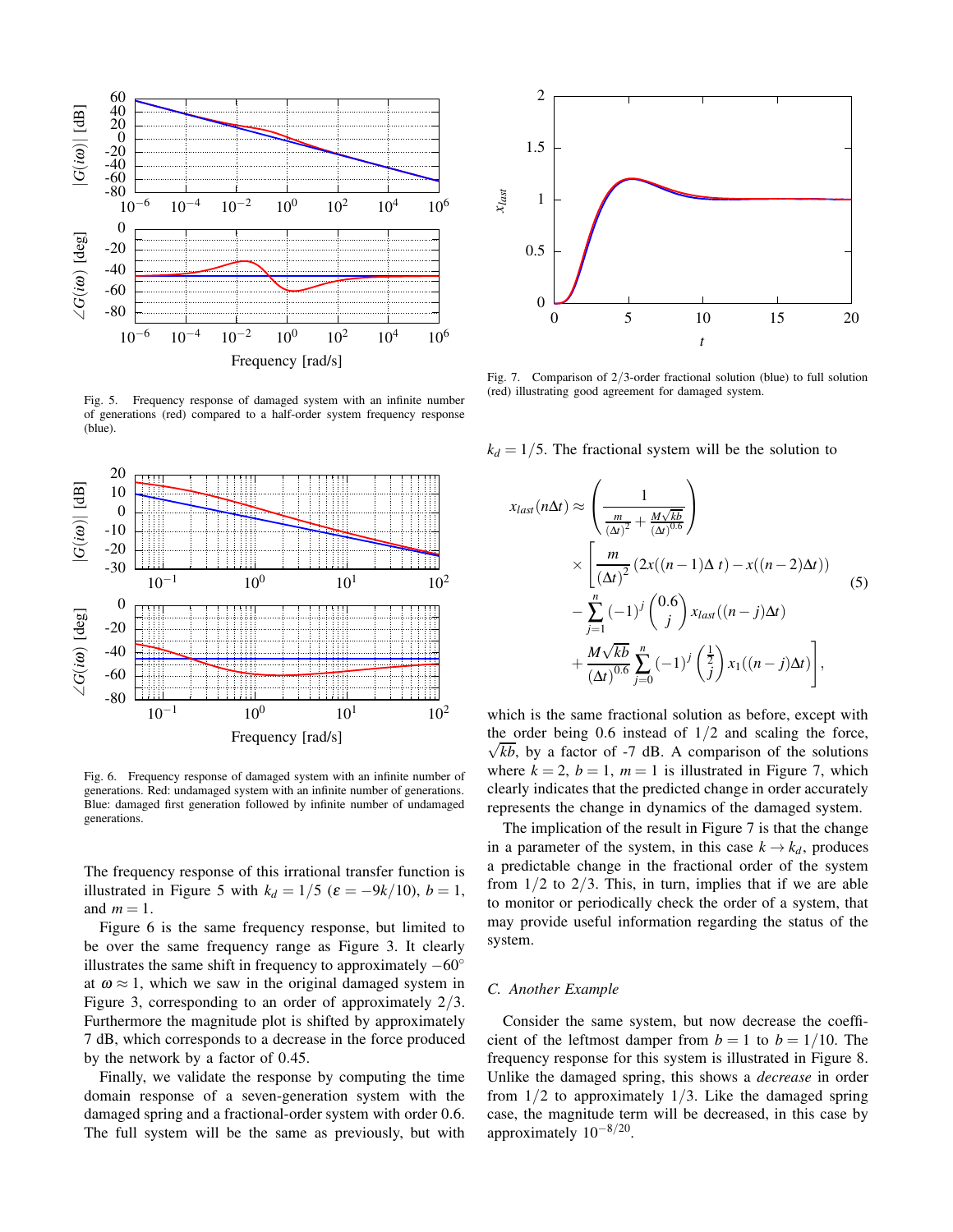Fig. 5. Frequency response of damaged system with an infinite number of generations (red) compared to a half-order system frequency response (blue).

Fig. 6. Frequency response of damaged system with an infinite number of generations. Red: undamaged system with an infinite number of generations. Blue: damaged first generation followed by infinite number of undamaged generations.

The frequency response of this irrational transfer function is illustrated in Figure 5 with $k_d = 1/5$ ($\varepsilon = -9k/10$), $b = 1$, and $m = 1$.

Figure 6 is the same frequency response, but limited to be over the same frequency range as Figure 3. It clearly illustrates the same shift in frequency to approximately $-60^\circ$ at $\omega \approx 1$, which we saw in the original damaged system in Figure 3, corresponding to an order of approximately $2/3$. Furthermore the magnitude plot is shifted by approximately 7 dB, which corresponds to a decrease in the force produced by the network by a factor of 0.45.

Finally, we validate the response by computing the time domain response of a seven-generation system with the damaged spring and a fractional-order system with order 0.6. The full system will be the same as previously, but with $k_d = 1/5$. The fractional system will be the solution to

$$
\begin{aligned}
x_{last}(n\Delta t) \approx & \left( \frac{1}{\frac{m}{(\Delta t)^2} + \frac{M\sqrt{kb}}{(\Delta t)^{0.6}}} \right) \\
& \times \Bigg[ \frac{m}{(\Delta t)^2} \left(2x((n-1)\Delta\, t) - x((n-2)\Delta t)\right) \\
& - \sum_{j=1}^{n} (-1)^j \binom{0.6}{j} x_{last}((n-j)\Delta t) \\
& + \frac{M\sqrt{kb}}{(\Delta t)^{0.6}} \sum_{j=0}^{n} (-1)^j \binom{\frac{1}{2}}{j} x_1((n-j)\Delta t) \Bigg],
\end{aligned}
\tag{5}
$$

which is the same fractional solution as before, except with the order being 0.6 instead of $1/2$ and scaling the force, $\sqrt{kb}$, by a factor of -7 dB. A comparison of the solutions where $k = 2$, $b = 1$, $m = 1$ is illustrated in Figure 7, which clearly indicates that the predicted change in order accurately represents the change in dynamics of the damaged system.

Fig. 7. Comparison of 2/3-order fractional solution (blue) to full solution (red) illustrating good agreement for damaged system.

The implication of the result in Figure 7 is that the change in a parameter of the system, in this case $k \to k_d$, produces a predictable change in the fractional order of the system from $1/2$ to $2/3$. This, in turn, implies that if we are able to monitor or periodically check the order of a system, that may provide useful information regarding the status of the system.

### C. Another Example

Consider the same system, but now decrease the coefficient of the leftmost damper from $b = 1$ to $b = 1/10$. The frequency response for this system is illustrated in Figure 8. Unlike the damaged spring, this shows a *decrease* in order from $1/2$ to approximately $1/3$. Like the damaged spring case, the magnitude term will be decreased, in this case by approximately $10^{-8/20}$.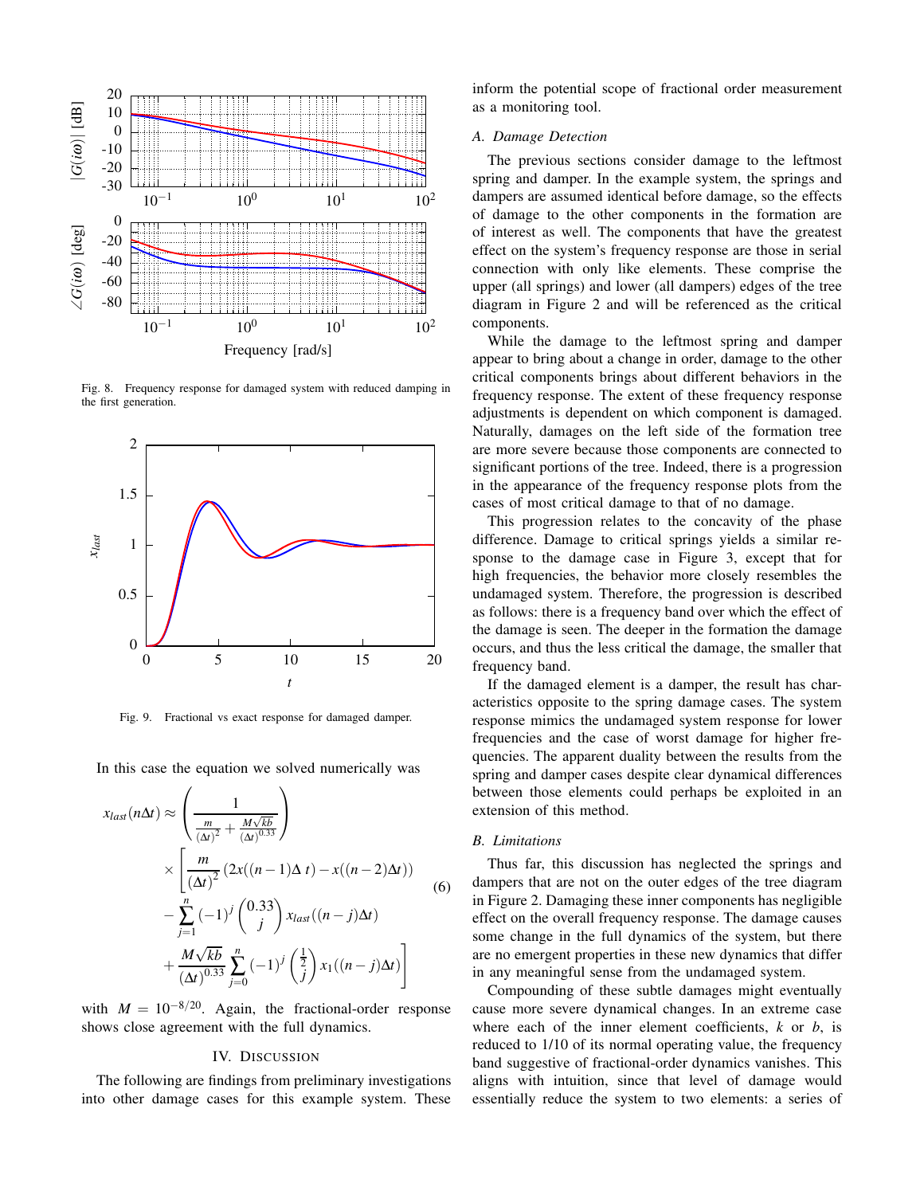Fig. 8. Frequency response for damaged system with reduced damping in the first generation.

Fig. 9. Fractional vs exact response for damaged damper.

In this case the equation we solved numerically was

$$
\begin{aligned}
x_{last}(n\Delta t) \approx & \left( \frac{1}{\frac{m}{(\Delta t)^2} + \frac{M\sqrt{kb}}{(\Delta t)^{0.33}}} \right) \\
& \times \left[ \frac{m}{(\Delta t)^2} \left( 2x((n-1)\Delta\, t) - x((n-2)\Delta t) \right) \right. \\
& - \sum_{j=1}^{n} (-1)^j \binom{0.33}{j} x_{last}((n-j)\Delta t) \\
& \left. + \frac{M\sqrt{kb}}{(\Delta t)^{0.33}} \sum_{j=0}^{n} (-1)^j \binom{\frac{1}{2}}{j} x_1((n-j)\Delta t) \right]
\end{aligned}
\tag{6}
$$

with $M = 10^{-8/20}$. Again, the fractional-order response shows close agreement with the full dynamics.

## IV. Discussion

The following are findings from preliminary investigations into other damage cases for this example system. These inform the potential scope of fractional order measurement as a monitoring tool.

### A. Damage Detection

The previous sections consider damage to the leftmost spring and damper. In the example system, the springs and dampers are assumed identical before damage, so the effects of damage to the other components in the formation are of interest as well. The components that have the greatest effect on the system's frequency response are those in serial connection with only like elements. These comprise the upper (all springs) and lower (all dampers) edges of the tree diagram in Figure 2 and will be referenced as the critical components.

While the damage to the leftmost spring and damper appear to bring about a change in order, damage to the other critical components brings about different behaviors in the frequency response. The extent of these frequency response adjustments is dependent on which component is damaged. Naturally, damages on the left side of the formation tree are more severe because those components are connected to significant portions of the tree. Indeed, there is a progression in the appearance of the frequency response plots from the cases of most critical damage to that of no damage.

This progression relates to the concavity of the phase difference. Damage to critical springs yields a similar response to the damage case in Figure 3, except that for high frequencies, the behavior more closely resembles the undamaged system. Therefore, the progression is described as follows: there is a frequency band over which the effect of the damage is seen. The deeper in the formation the damage occurs, and thus the less critical the damage, the smaller that frequency band.

If the damaged element is a damper, the result has characteristics opposite to the spring damage cases. The system response mimics the undamaged system response for lower frequencies and the case of worst damage for higher frequencies. The apparent duality between the results from the spring and damper cases despite clear dynamical differences between those elements could perhaps be exploited in an extension of this method.

### B. Limitations

Thus far, this discussion has neglected the springs and dampers that are not on the outer edges of the tree diagram in Figure 2. Damaging these inner components has negligible effect on the overall frequency response. The damage causes some change in the full dynamics of the system, but there are no emergent properties in these new dynamics that differ in any meaningful sense from the undamaged system.

Compounding of these subtle damages might eventually cause more severe dynamical changes. In an extreme case where each of the inner element coefficients, $k$ or $b$, is reduced to 1/10 of its normal operating value, the frequency band suggestive of fractional-order dynamics vanishes. This aligns with intuition, since that level of damage would essentially reduce the system to two elements: a series of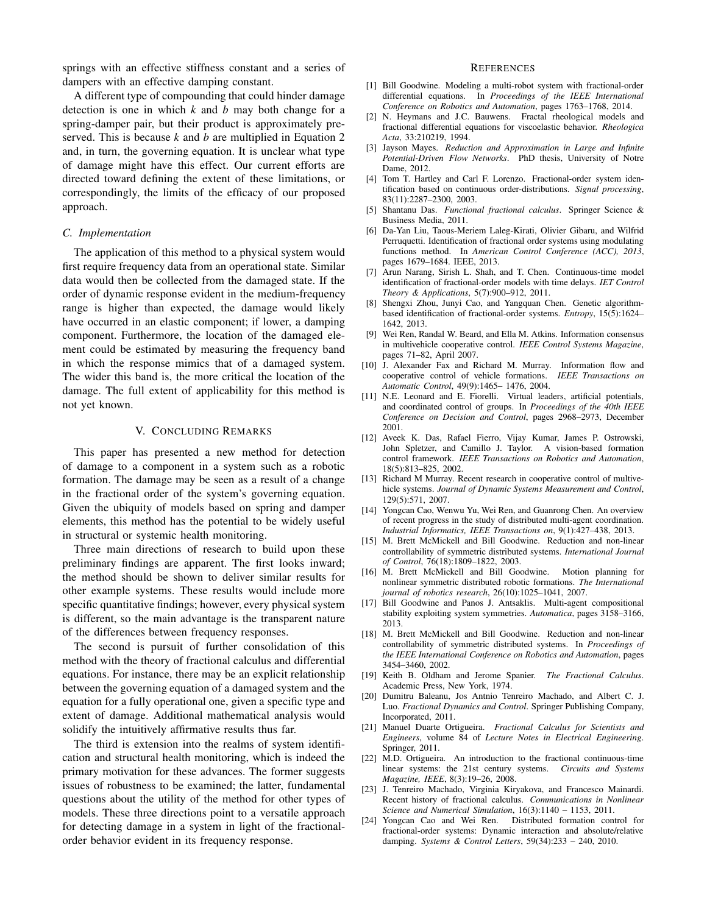springs with an effective stiffness constant and a series of dampers with an effective damping constant.

A different type of compounding that could hinder damage detection is one in which $k$ and $b$ may both change for a spring-damper pair, but their product is approximately preserved. This is because $k$ and $b$ are multiplied in Equation 2 and, in turn, the governing equation. It is unclear what type of damage might have this effect. Our current efforts are directed toward defining the extent of these limitations, or correspondingly, the limits of the efficacy of our proposed approach.

### C. Implementation

The application of this method to a physical system would first require frequency data from an operational state. Similar data would then be collected from the damaged state. If the order of dynamic response evident in the medium-frequency range is higher than expected, the damage would likely have occurred in an elastic component; if lower, a damping component. Furthermore, the location of the damaged element could be estimated by measuring the frequency band in which the response mimics that of a damaged system. The wider this band is, the more critical the location of the damage. The full extent of applicability for this method is not yet known.

## V. Concluding Remarks

This paper has presented a new method for detection of damage to a component in a system such as a robotic formation. The damage may be seen as a result of a change in the fractional order of the system's governing equation. Given the ubiquity of models based on spring and damper elements, this method has the potential to be widely useful in structural or systemic health monitoring.

Three main directions of research to build upon these preliminary findings are apparent. The first looks inward; the method should be shown to deliver similar results for other example systems. These results would include more specific quantitative findings; however, every physical system is different, so the main advantage is the transparent nature of the differences between frequency responses.

The second is pursuit of further consolidation of this method with the theory of fractional calculus and differential equations. For instance, there may be an explicit relationship between the governing equation of a damaged system and the equation for a fully operational one, given a specific type and extent of damage. Additional mathematical analysis would solidify the intuitively affirmative results thus far.

The third is extension into the realms of system identification and structural health monitoring, which is indeed the primary motivation for these advances. The former suggests issues of robustness to be examined; the latter, fundamental questions about the utility of the method for other types of models. These three directions point to a versatile approach for detecting damage in a system in light of the fractional-order behavior evident in its frequency response.

## References

[1] Bill Goodwine. Modeling a multi-robot system with fractional-order differential equations. In *Proceedings of the IEEE International Conference on Robotics and Automation*, pages 1763–1768, 2014.

[2] N. Heymans and J.C. Bauwens. Fractal rheological models and fractional differential equations for viscoelastic behavior. *Rheologica Acta*, 33:210219, 1994.

[3] Jayson Mayes. *Reduction and Approximation in Large and Infinite Potential-Driven Flow Networks*. PhD thesis, University of Notre Dame, 2012.

[4] Tom T. Hartley and Carl F. Lorenzo. Fractional-order system identification based on continuous order-distributions. *Signal processing*, 83(11):2287–2300, 2003.

[5] Shantanu Das. *Functional fractional calculus*. Springer Science & Business Media, 2011.

[6] Da-Yan Liu, Taous-Meriem Laleg-Kirati, Olivier Gibaru, and Wilfrid Perruquetti. Identification of fractional order systems using modulating functions method. In *American Control Conference (ACC), 2013*, pages 1679–1684. IEEE, 2013.

[7] Arun Narang, Sirish L. Shah, and T. Chen. Continuous-time model identification of fractional-order models with time delays. *IET Control Theory & Applications*, 5(7):900–912, 2011.

[8] Shengxi Zhou, Junyi Cao, and Yangquan Chen. Genetic algorithm-based identification of fractional-order systems. *Entropy*, 15(5):1624–1642, 2013.

[9] Wei Ren, Randal W. Beard, and Ella M. Atkins. Information consensus in multivehicle cooperative control. *IEEE Control Systems Magazine*, pages 71–82, April 2007.

[10] J. Alexander Fax and Richard M. Murray. Information flow and cooperative control of vehicle formations. *IEEE Transactions on Automatic Control*, 49(9):1465– 1476, 2004.

[11] N.E. Leonard and E. Fiorelli. Virtual leaders, artificial potentials, and coordinated control of groups. In *Proceedings of the 40th IEEE Conference on Decision and Control*, pages 2968–2973, December 2001.

[12] Aveek K. Das, Rafael Fierro, Vijay Kumar, James P. Ostrowski, John Spletzer, and Camillo J. Taylor. A vision-based formation control framework. *IEEE Transactions on Robotics and Automation*, 18(5):813–825, 2002.

[13] Richard M Murray. Recent research in cooperative control of multivehicle systems. *Journal of Dynamic Systems Measurement and Control*, 129(5):571, 2007.

[14] Yongcan Cao, Wenwu Yu, Wei Ren, and Guanrong Chen. An overview of recent progress in the study of distributed multi-agent coordination. *Industrial Informatics, IEEE Transactions on*, 9(1):427–438, 2013.

[15] M. Brett McMickell and Bill Goodwine. Reduction and non-linear controllability of symmetric distributed systems. *International Journal of Control*, 76(18):1809–1822, 2003.

[16] M. Brett McMickell and Bill Goodwine. Motion planning for nonlinear symmetric distributed robotic formations. *The International journal of robotics research*, 26(10):1025–1041, 2007.

[17] Bill Goodwine and Panos J. Antsaklis. Multi-agent compositional stability exploiting system symmetries. *Automatica*, pages 3158–3166, 2013.

[18] M. Brett McMickell and Bill Goodwine. Reduction and non-linear controllability of symmetric distributed systems. In *Proceedings of the IEEE International Conference on Robotics and Automation*, pages 3454–3460, 2002.

[19] Keith B. Oldham and Jerome Spanier. *The Fractional Calculus*. Academic Press, New York, 1974.

[20] Dumitru Baleanu, Jos Antnio Tenreiro Machado, and Albert C. J. Luo. *Fractional Dynamics and Control*. Springer Publishing Company, Incorporated, 2011.

[21] Manuel Duarte Ortigueira. *Fractional Calculus for Scientists and Engineers*, volume 84 of *Lecture Notes in Electrical Engineering*. Springer, 2011.

[22] M.D. Ortigueira. An introduction to the fractional continuous-time linear systems: the 21st century systems. *Circuits and Systems Magazine, IEEE*, 8(3):19–26, 2008.

[23] J. Tenreiro Machado, Virginia Kiryakova, and Francesco Mainardi. Recent history of fractional calculus. *Communications in Nonlinear Science and Numerical Simulation*, 16(3):1140 – 1153, 2011.

[24] Yongcan Cao and Wei Ren. Distributed formation control for fractional-order systems: Dynamic interaction and absolute/relative damping. *Systems & Control Letters*, 59(34):233 – 240, 2010.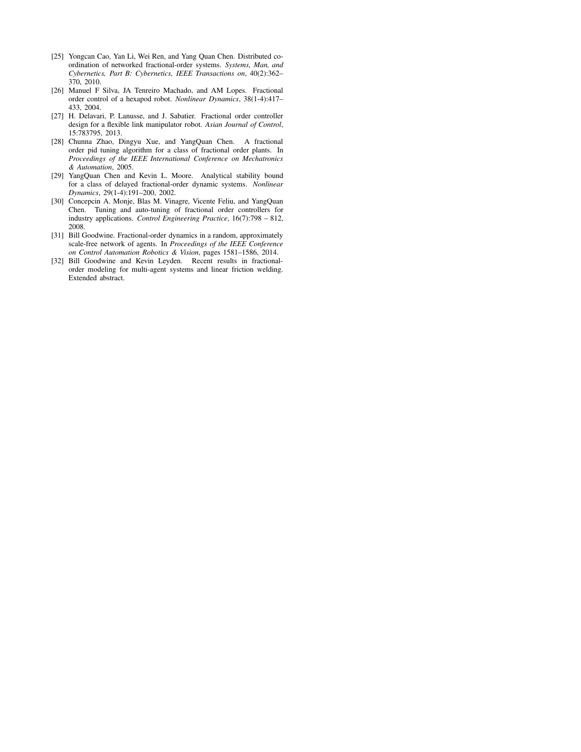[25] Yongcan Cao, Yan Li, Wei Ren, and Yang Quan Chen. Distributed coordination of networked fractional-order systems. *Systems, Man, and Cybernetics, Part B: Cybernetics, IEEE Transactions on*, 40(2):362–370, 2010.

[26] Manuel F Silva, JA Tenreiro Machado, and AM Lopes. Fractional order control of a hexapod robot. *Nonlinear Dynamics*, 38(1-4):417–433, 2004.

[27] H. Delavari, P. Lanusse, and J. Sabatier. Fractional order controller design for a flexible link manipulator robot. *Asian Journal of Control*, 15:783795, 2013.

[28] Chunna Zhao, Dingyu Xue, and YangQuan Chen. A fractional order pid tuning algorithm for a class of fractional order plants. In *Proceedings of the IEEE International Conference on Mechatronics & Automation*, 2005.

[29] YangQuan Chen and Kevin L. Moore. Analytical stability bound for a class of delayed fractional-order dynamic systems. *Nonlinear Dynamics*, 29(1-4):191–200, 2002.

[30] Concepcin A. Monje, Blas M. Vinagre, Vicente Feliu, and YangQuan Chen. Tuning and auto-tuning of fractional order controllers for industry applications. *Control Engineering Practice*, 16(7):798 – 812, 2008.

[31] Bill Goodwine. Fractional-order dynamics in a random, approximately scale-free network of agents. In *Proceedings of the IEEE Conference on Control Automation Robotics & Vision*, pages 1581–1586, 2014.

[32] Bill Goodwine and Kevin Leyden. Recent results in fractional-order modeling for multi-agent systems and linear friction welding. Extended abstract.